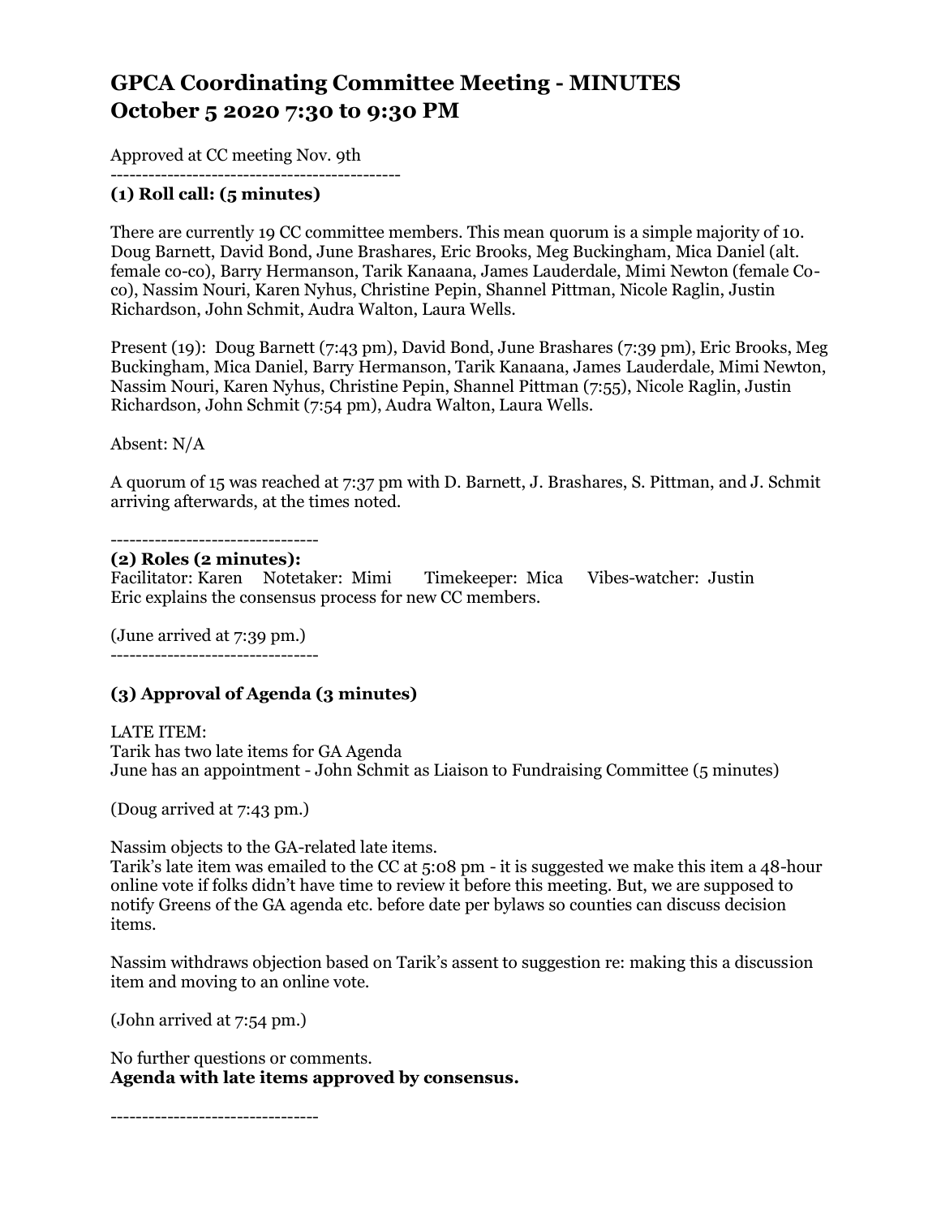// 
# GPCA Coordinating Committee Meeting - MINUTES
# October 5 2020 7:30 to 9:30 PM

Approved at CC meeting Nov. 9th

----------------------------------------------

### (1) Roll call: (5 minutes)

There are currently 19 CC committee members. This mean quorum is a simple majority of 10. Doug Barnett, David Bond, June Brashares, Eric Brooks, Meg Buckingham, Mica Daniel (alt. female co-co), Barry Hermanson, Tarik Kanaana, James Lauderdale, Mimi Newton (female Co-co), Nassim Nouri, Karen Nyhus, Christine Pepin, Shannel Pittman, Nicole Raglin, Justin Richardson, John Schmit, Audra Walton, Laura Wells.

Present (19): Doug Barnett (7:43 pm), David Bond, June Brashares (7:39 pm), Eric Brooks, Meg Buckingham, Mica Daniel, Barry Hermanson, Tarik Kanaana, James Lauderdale, Mimi Newton, Nassim Nouri, Karen Nyhus, Christine Pepin, Shannel Pittman (7:55), Nicole Raglin, Justin Richardson, John Schmit (7:54 pm), Audra Walton, Laura Wells.

Absent: N/A

A quorum of 15 was reached at 7:37 pm with D. Barnett, J. Brashares, S. Pittman, and J. Schmit arriving afterwards, at the times noted.

---------------------------------

### (2) Roles (2 minutes):

Facilitator: Karen Notetaker: Mimi Timekeeper: Mica Vibes-watcher: Justin
Eric explains the consensus process for new CC members.

(June arrived at 7:39 pm.)

---------------------------------

### (3) Approval of Agenda (3 minutes)

LATE ITEM:
Tarik has two late items for GA Agenda
June has an appointment - John Schmit as Liaison to Fundraising Committee (5 minutes)

(Doug arrived at 7:43 pm.)

Nassim objects to the GA-related late items.
Tarik's late item was emailed to the CC at 5:08 pm - it is suggested we make this item a 48-hour online vote if folks didn't have time to review it before this meeting. But, we are supposed to notify Greens of the GA agenda etc. before date per bylaws so counties can discuss decision items.

Nassim withdraws objection based on Tarik's assent to suggestion re: making this a discussion item and moving to an online vote.

(John arrived at 7:54 pm.)

No further questions or comments.
**Agenda with late items approved by consensus.**

---------------------------------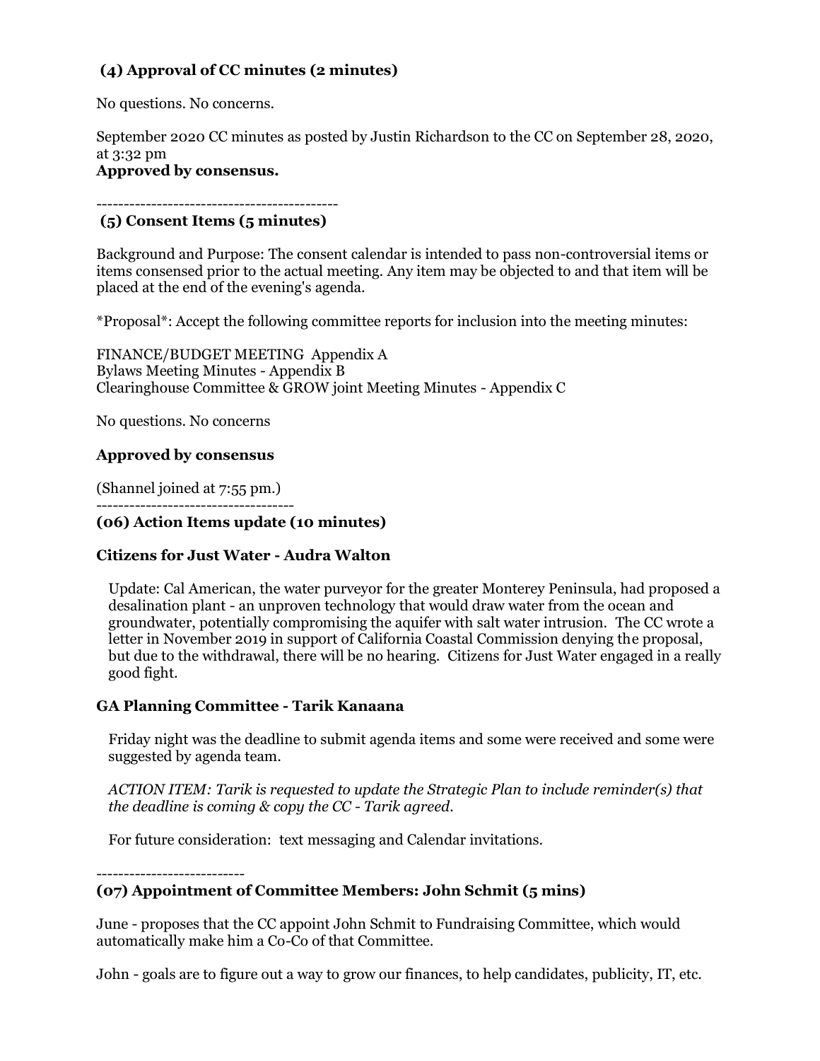**(4) Approval of CC minutes (2 minutes)**

No questions. No concerns.

September 2020 CC minutes as posted by Justin Richardson to the CC on September 28, 2020, at 3:32 pm

**Approved by consensus.**

---

**(5) Consent Items (5 minutes)**

Background and Purpose: The consent calendar is intended to pass non-controversial items or items consensed prior to the actual meeting. Any item may be objected to and that item will be placed at the end of the evening's agenda.

*Proposal*: Accept the following committee reports for inclusion into the meeting minutes:

FINANCE/BUDGET MEETING Appendix A
Bylaws Meeting Minutes - Appendix B
Clearinghouse Committee & GROW joint Meeting Minutes - Appendix C

No questions. No concerns

**Approved by consensus**

(Shannel joined at 7:55 pm.)

---

**(06) Action Items update (10 minutes)**

**Citizens for Just Water - Audra Walton**

Update: Cal American, the water purveyor for the greater Monterey Peninsula, had proposed a desalination plant - an unproven technology that would draw water from the ocean and groundwater, potentially compromising the aquifer with salt water intrusion. The CC wrote a letter in November 2019 in support of California Coastal Commission denying the proposal, but due to the withdrawal, there will be no hearing. Citizens for Just Water engaged in a really good fight.

**GA Planning Committee - Tarik Kanaana**

Friday night was the deadline to submit agenda items and some were received and some were suggested by agenda team.

*ACTION ITEM: Tarik is requested to update the Strategic Plan to include reminder(s) that the deadline is coming & copy the CC - Tarik agreed.*

For future consideration: text messaging and Calendar invitations.

---

**(07) Appointment of Committee Members: John Schmit (5 mins)**

June - proposes that the CC appoint John Schmit to Fundraising Committee, which would automatically make him a Co-Co of that Committee.

John - goals are to figure out a way to grow our finances, to help candidates, publicity, IT, etc.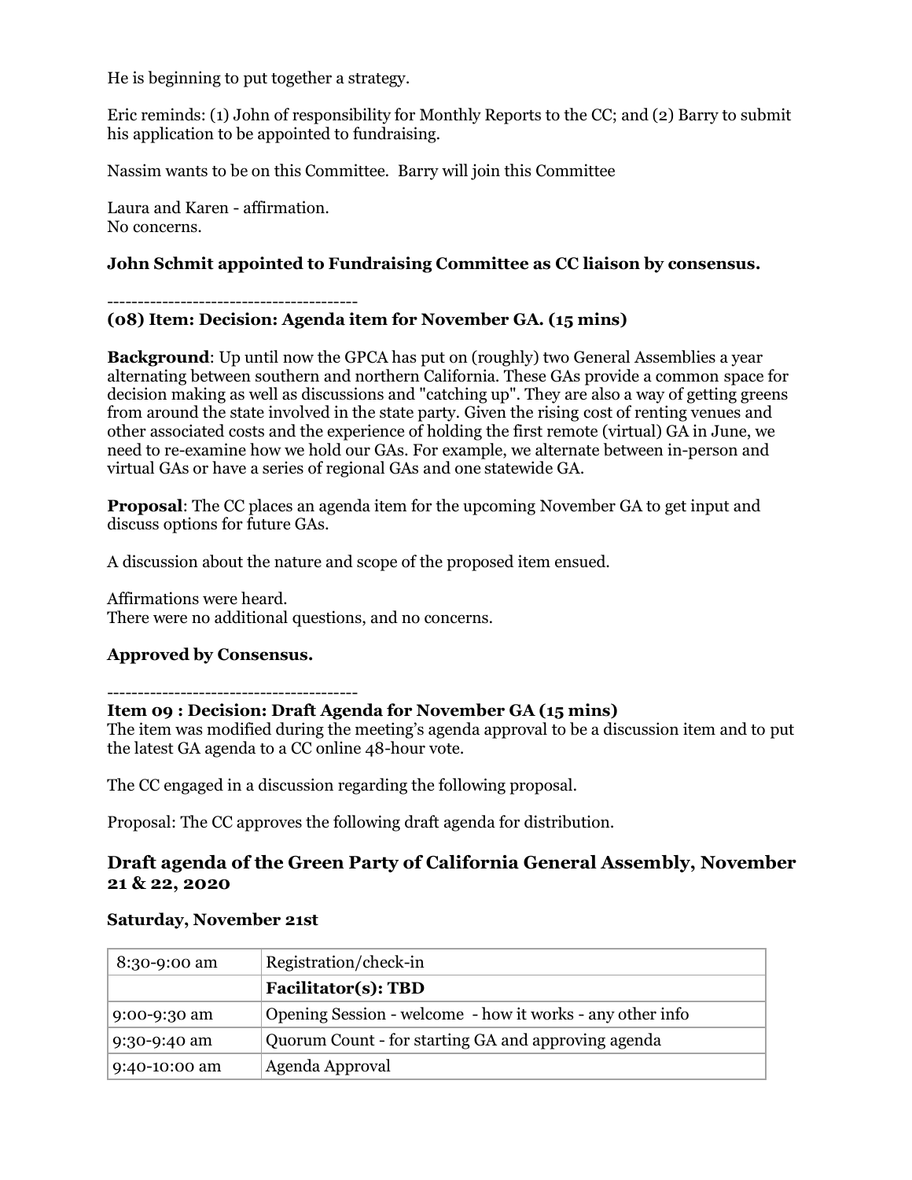He is beginning to put together a strategy.

Eric reminds: (1) John of responsibility for Monthly Reports to the CC; and (2) Barry to submit his application to be appointed to fundraising.

Nassim wants to be on this Committee. Barry will join this Committee

Laura and Karen - affirmation.
No concerns.

**John Schmit appointed to Fundraising Committee as CC liaison by consensus.**

-----------------------------------------

**(08) Item: Decision: Agenda item for November GA. (15 mins)**

**Background**: Up until now the GPCA has put on (roughly) two General Assemblies a year alternating between southern and northern California. These GAs provide a common space for decision making as well as discussions and "catching up". They are also a way of getting greens from around the state involved in the state party. Given the rising cost of renting venues and other associated costs and the experience of holding the first remote (virtual) GA in June, we need to re-examine how we hold our GAs. For example, we alternate between in-person and virtual GAs or have a series of regional GAs and one statewide GA.

**Proposal**: The CC places an agenda item for the upcoming November GA to get input and discuss options for future GAs.

A discussion about the nature and scope of the proposed item ensued.

Affirmations were heard.
There were no additional questions, and no concerns.

**Approved by Consensus.**

-----------------------------------------

**Item 09 : Decision: Draft Agenda for November GA (15 mins)**
The item was modified during the meeting's agenda approval to be a discussion item and to put the latest GA agenda to a CC online 48-hour vote.

The CC engaged in a discussion regarding the following proposal.

Proposal: The CC approves the following draft agenda for distribution.

## Draft agenda of the Green Party of California General Assembly, November 21 & 22, 2020

**Saturday, November 21st**

| | |
|---|---|
| 8:30-9:00 am | Registration/check-in |
| | **Facilitator(s): TBD** |
| 9:00-9:30 am | Opening Session - welcome - how it works - any other info |
| 9:30-9:40 am | Quorum Count - for starting GA and approving agenda |
| 9:40-10:00 am | Agenda Approval |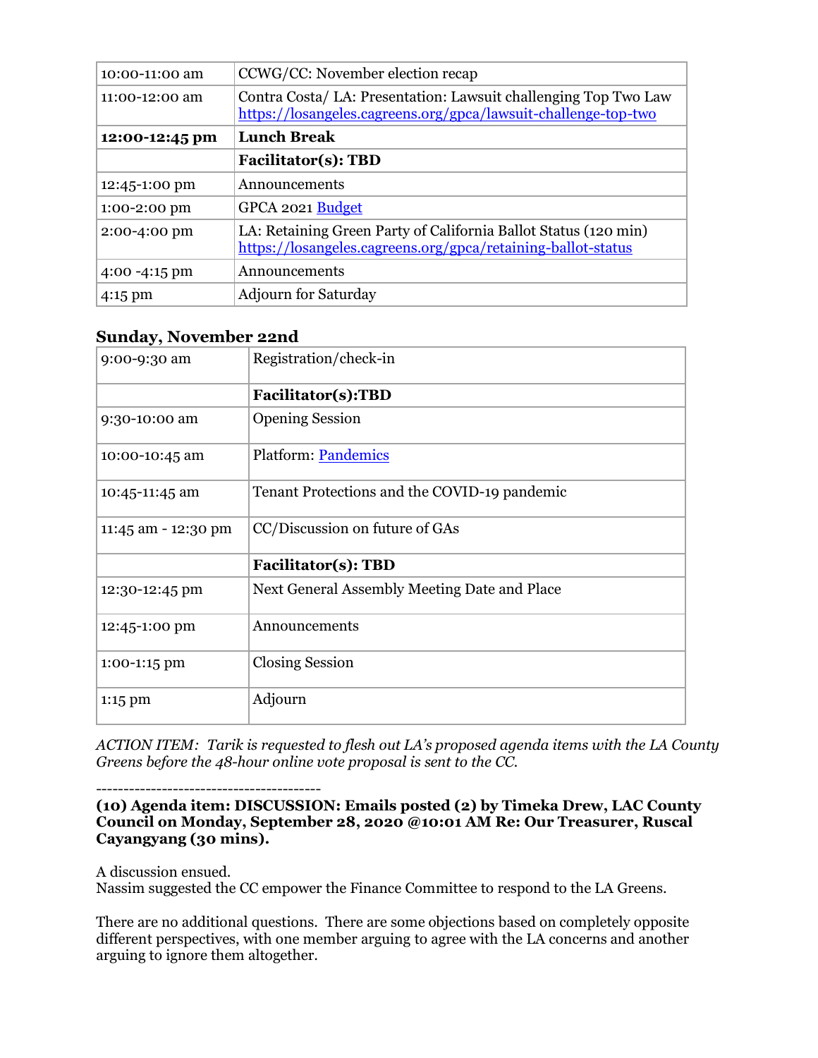| | |
|---|---|
| 10:00-11:00 am | CCWG/CC: November election recap |
| 11:00-12:00 am | Contra Costa/ LA: Presentation: Lawsuit challenging Top Two Law [https://losangeles.cagreens.org/gpca/lawsuit-challenge-top-two](https://losangeles.cagreens.org/gpca/lawsuit-challenge-top-two) |
| **12:00-12:45 pm** | **Lunch Break** |
| | **Facilitator(s): TBD** |
| 12:45-1:00 pm | Announcements |
| 1:00-2:00 pm | GPCA 2021 Budget |
| 2:00-4:00 pm | LA: Retaining Green Party of California Ballot Status (120 min) [https://losangeles.cagreens.org/gpca/retaining-ballot-status](https://losangeles.cagreens.org/gpca/retaining-ballot-status) |
| 4:00 -4:15 pm | Announcements |
| 4:15 pm | Adjourn for Saturday |

### Sunday, November 22nd

| | |
|---|---|
| 9:00-9:30 am | Registration/check-in |
| | **Facilitator(s):TBD** |
| 9:30-10:00 am | Opening Session |
| 10:00-10:45 am | Platform: Pandemics |
| 10:45-11:45 am | Tenant Protections and the COVID-19 pandemic |
| 11:45 am - 12:30 pm | CC/Discussion on future of GAs |
| | **Facilitator(s): TBD** |
| 12:30-12:45 pm | Next General Assembly Meeting Date and Place |
| 12:45-1:00 pm | Announcements |
| 1:00-1:15 pm | Closing Session |
| 1:15 pm | Adjourn |

*ACTION ITEM: Tarik is requested to flesh out LA's proposed agenda items with the LA County Greens before the 48-hour online vote proposal is sent to the CC.*

----------------------------------------

**(10) Agenda item: DISCUSSION: Emails posted (2) by Timeka Drew, LAC County Council on Monday, September 28, 2020 @10:01 AM Re: Our Treasurer, Ruscal Cayangyang (30 mins).**

A discussion ensued.
Nassim suggested the CC empower the Finance Committee to respond to the LA Greens.

There are no additional questions. There are some objections based on completely opposite different perspectives, with one member arguing to agree with the LA concerns and another arguing to ignore them altogether.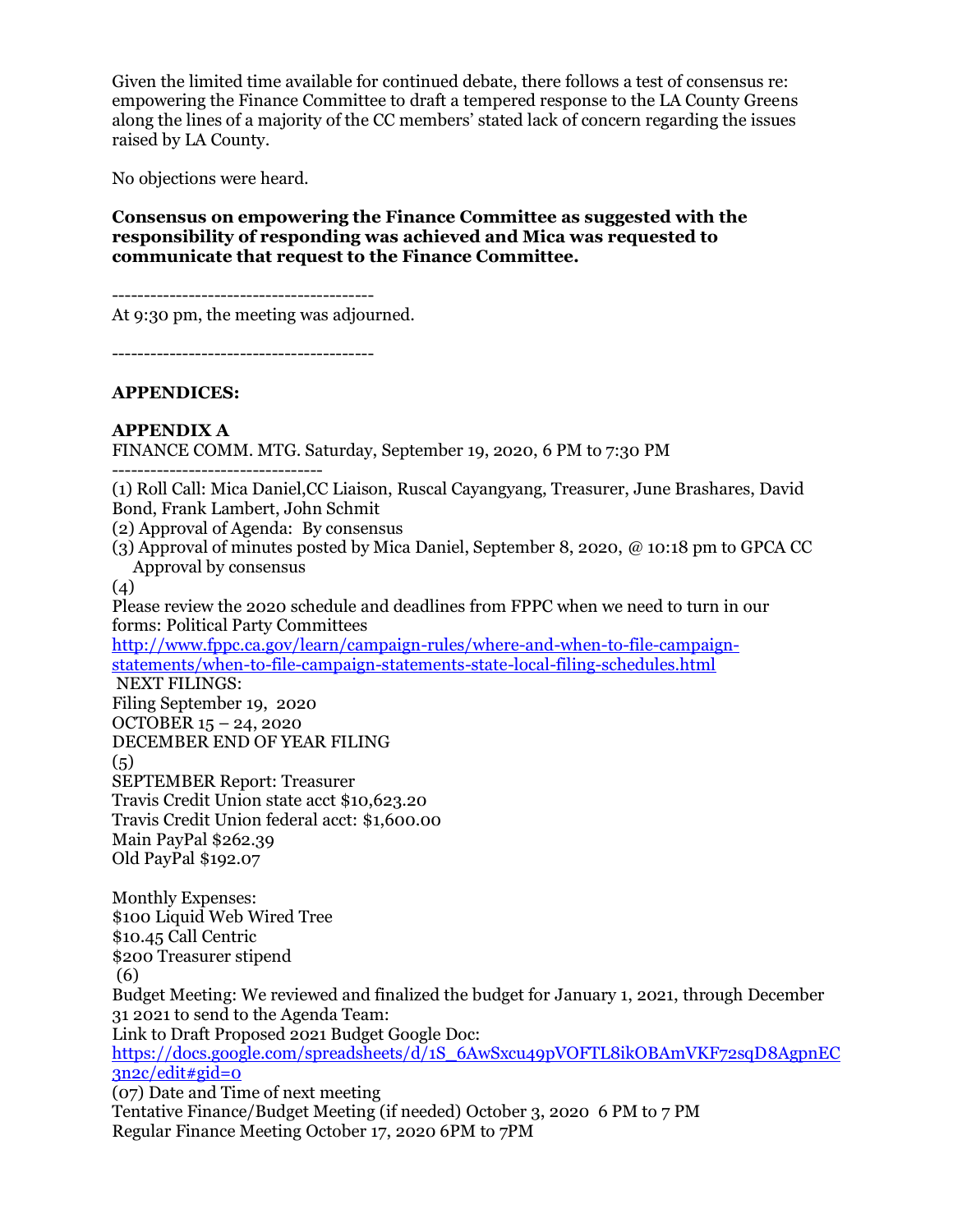Given the limited time available for continued debate, there follows a test of consensus re: empowering the Finance Committee to draft a tempered response to the LA County Greens along the lines of a majority of the CC members' stated lack of concern regarding the issues raised by LA County.

No objections were heard.

**Consensus on empowering the Finance Committee as suggested with the responsibility of responding was achieved and Mica was requested to communicate that request to the Finance Committee.**

----------------------------------------

At 9:30 pm, the meeting was adjourned.

----------------------------------------

**APPENDICES:**

**APPENDIX A**

FINANCE COMM. MTG. Saturday, September 19, 2020, 6 PM to 7:30 PM

---------------------------------

(1) Roll Call: Mica Daniel,CC Liaison, Ruscal Cayangyang, Treasurer, June Brashares, David Bond, Frank Lambert, John Schmit

(2) Approval of Agenda: By consensus

(3) Approval of minutes posted by Mica Daniel, September 8, 2020, @ 10:18 pm to GPCA CC
 Approval by consensus

(4)

Please review the 2020 schedule and deadlines from FPPC when we need to turn in our forms: Political Party Committees

http://www.fppc.ca.gov/learn/campaign-rules/where-and-when-to-file-campaign-statements/when-to-file-campaign-statements-state-local-filing-schedules.html

NEXT FILINGS:

Filing September 19, 2020

OCTOBER 15 – 24, 2020

DECEMBER END OF YEAR FILING

(5)

SEPTEMBER Report: Treasurer

Travis Credit Union state acct $10,623.20

Travis Credit Union federal acct: $1,600.00

Main PayPal $262.39

Old PayPal $192.07

Monthly Expenses:

$100 Liquid Web Wired Tree

$10.45 Call Centric

$200 Treasurer stipend

(6)

Budget Meeting: We reviewed and finalized the budget for January 1, 2021, through December 31 2021 to send to the Agenda Team:

Link to Draft Proposed 2021 Budget Google Doc:

https://docs.google.com/spreadsheets/d/1S_6AwSxcu49pVOFTL8ikOBAmVKF72sqD8AgpnEC3n2c/edit#gid=0

(07) Date and Time of next meeting

Tentative Finance/Budget Meeting (if needed) October 3, 2020 6 PM to 7 PM

Regular Finance Meeting October 17, 2020 6PM to 7PM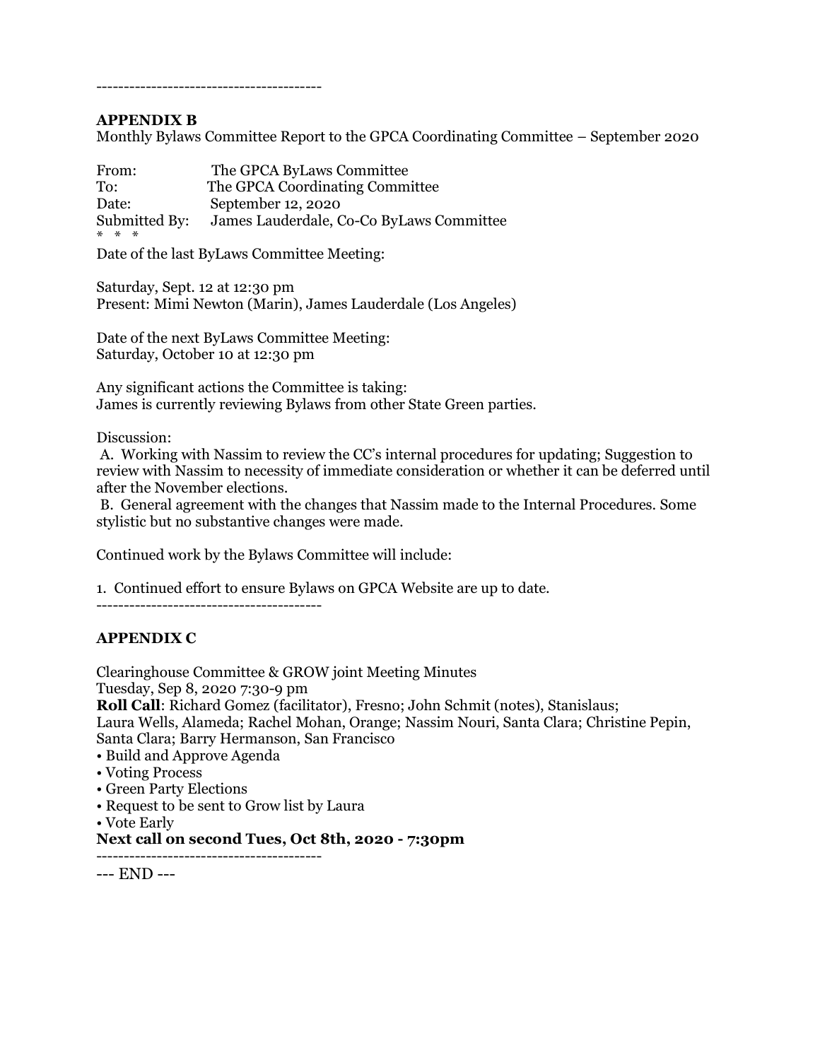----------------------------------------

**APPENDIX B**

Monthly Bylaws Committee Report to the GPCA Coordinating Committee – September 2020

From: The GPCA ByLaws Committee
To: The GPCA Coordinating Committee
Date: September 12, 2020
Submitted By: James Lauderdale, Co-Co ByLaws Committee
\* \* \*

Date of the last ByLaws Committee Meeting:

Saturday, Sept. 12 at 12:30 pm
Present: Mimi Newton (Marin), James Lauderdale (Los Angeles)

Date of the next ByLaws Committee Meeting:
Saturday, October 10 at 12:30 pm

Any significant actions the Committee is taking:
James is currently reviewing Bylaws from other State Green parties.

Discussion:

A. Working with Nassim to review the CC's internal procedures for updating; Suggestion to review with Nassim to necessity of immediate consideration or whether it can be deferred until after the November elections.

B. General agreement with the changes that Nassim made to the Internal Procedures. Some stylistic but no substantive changes were made.

Continued work by the Bylaws Committee will include:

1. Continued effort to ensure Bylaws on GPCA Website are up to date.

----------------------------------------

**APPENDIX C**

Clearinghouse Committee & GROW joint Meeting Minutes
Tuesday, Sep 8, 2020 7:30-9 pm
**Roll Call**: Richard Gomez (facilitator), Fresno; John Schmit (notes), Stanislaus; Laura Wells, Alameda; Rachel Mohan, Orange; Nassim Nouri, Santa Clara; Christine Pepin, Santa Clara; Barry Hermanson, San Francisco

- Build and Approve Agenda
- Voting Process
- Green Party Elections
- Request to be sent to Grow list by Laura
- Vote Early

**Next call on second Tues, Oct 8th, 2020 - 7:30pm**

----------------------------------------

--- END ---